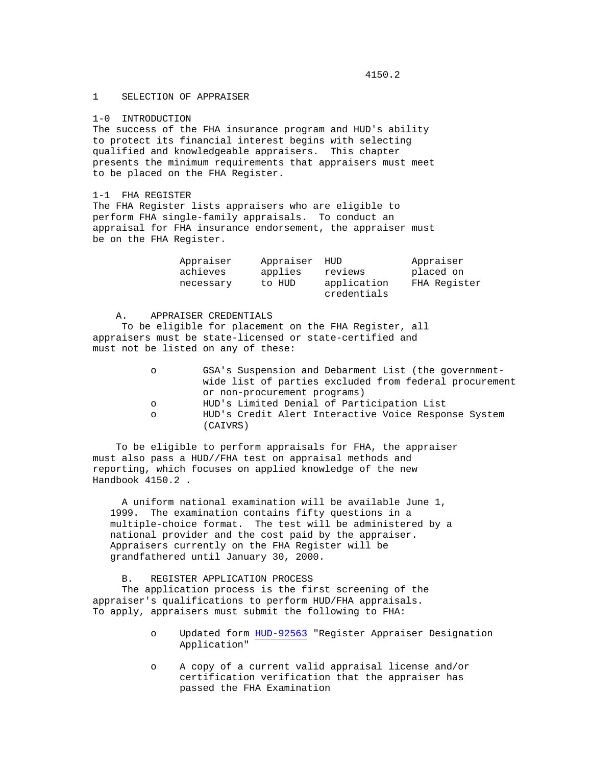# 1 SELECTION OF APPRAISER

## 1-0 INTRODUCTION

The success of the FHA insurance program and HUD's ability to protect its financial interest begins with selecting qualified and knowledgeable appraisers. This chapter presents the minimum requirements that appraisers must meet to be placed on the FHA Register.

## 1-1 FHA REGISTER

The FHA Register lists appraisers who are eligible to perform FHA single-family appraisals. To conduct an appraisal for FHA insurance endorsement, the appraiser must be on the FHA Register.

| Appraiser achieves necessary credentials | Appraiser applies to HUD | HUD reviews application | Appraiser placed on FHA Register |
|---|---|---|---|

### A. APPRAISER CREDENTIALS

To be eligible for placement on the FHA Register, all appraisers must be state-licensed or state-certified and must not be listed on any of these:

- GSA's Suspension and Debarment List (the government-wide list of parties excluded from federal procurement or non-procurement programs)
- HUD's Limited Denial of Participation List
- HUD's Credit Alert Interactive Voice Response System (CAIVRS)

To be eligible to perform appraisals for FHA, the appraiser must also pass a HUD//FHA test on appraisal methods and reporting, which focuses on applied knowledge of the new Handbook 4150.2 .

A uniform national examination will be available June 1, 1999. The examination contains fifty questions in a multiple-choice format. The test will be administered by a national provider and the cost paid by the appraiser. Appraisers currently on the FHA Register will be grandfathered until January 30, 2000.

### B. REGISTER APPLICATION PROCESS

The application process is the first screening of the appraiser's qualifications to perform HUD/FHA appraisals. To apply, appraisers must submit the following to FHA:

- Updated form HUD-92563 "Register Appraiser Designation Application"
- A copy of a current valid appraisal license and/or certification verification that the appraiser has passed the FHA Examination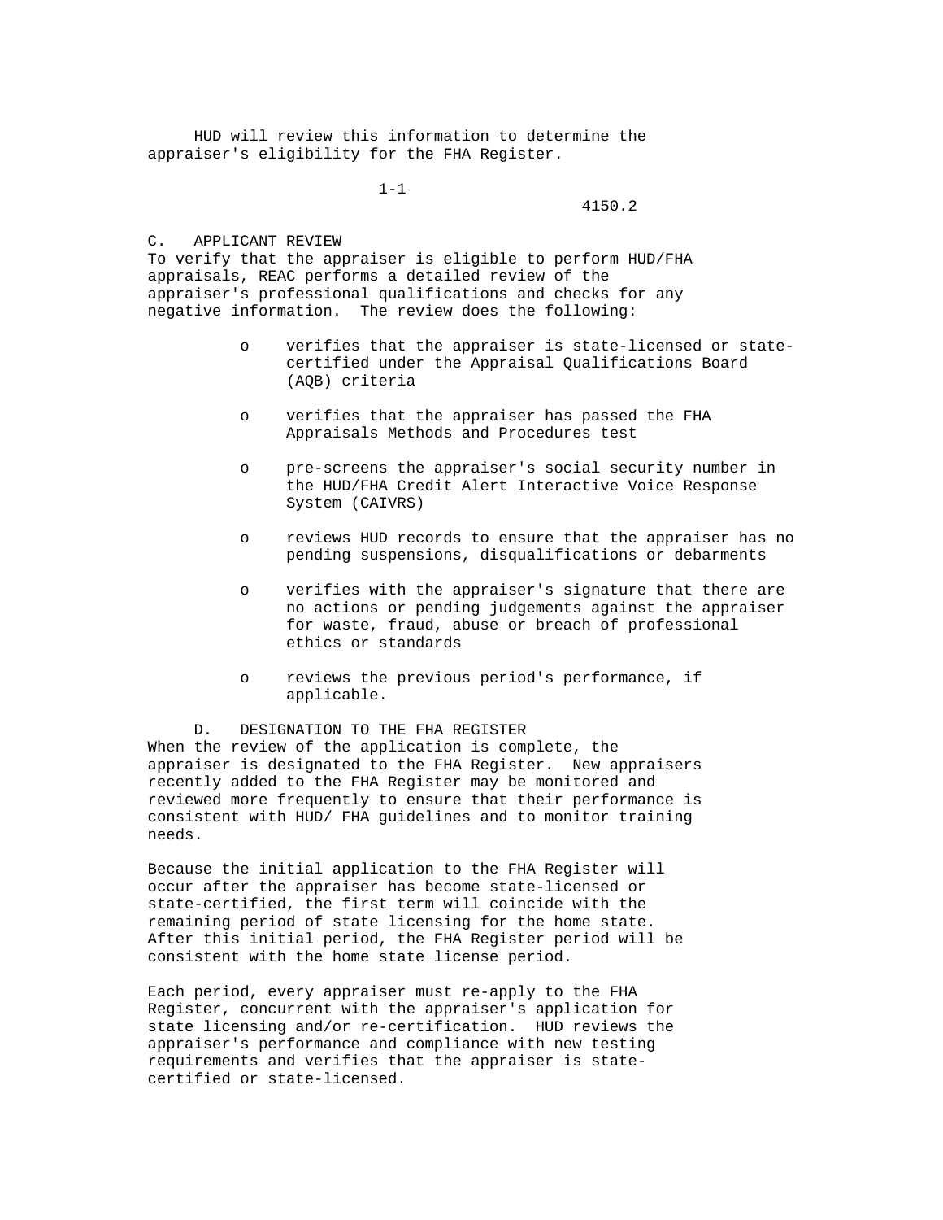HUD will review this information to determine the appraiser's eligibility for the FHA Register.

## C. APPLICANT REVIEW

To verify that the appraiser is eligible to perform HUD/FHA appraisals, REAC performs a detailed review of the appraiser's professional qualifications and checks for any negative information. The review does the following:

- verifies that the appraiser is state-licensed or state-certified under the Appraisal Qualifications Board (AQB) criteria
- verifies that the appraiser has passed the FHA Appraisals Methods and Procedures test
- pre-screens the appraiser's social security number in the HUD/FHA Credit Alert Interactive Voice Response System (CAIVRS)
- reviews HUD records to ensure that the appraiser has no pending suspensions, disqualifications or debarments
- verifies with the appraiser's signature that there are no actions or pending judgements against the appraiser for waste, fraud, abuse or breach of professional ethics or standards
- reviews the previous period's performance, if applicable.

## D. DESIGNATION TO THE FHA REGISTER

When the review of the application is complete, the appraiser is designated to the FHA Register. New appraisers recently added to the FHA Register may be monitored and reviewed more frequently to ensure that their performance is consistent with HUD/ FHA guidelines and to monitor training needs.

Because the initial application to the FHA Register will occur after the appraiser has become state-licensed or state-certified, the first term will coincide with the remaining period of state licensing for the home state. After this initial period, the FHA Register period will be consistent with the home state license period.

Each period, every appraiser must re-apply to the FHA Register, concurrent with the appraiser's application for state licensing and/or re-certification. HUD reviews the appraiser's performance and compliance with new testing requirements and verifies that the appraiser is state-certified or state-licensed.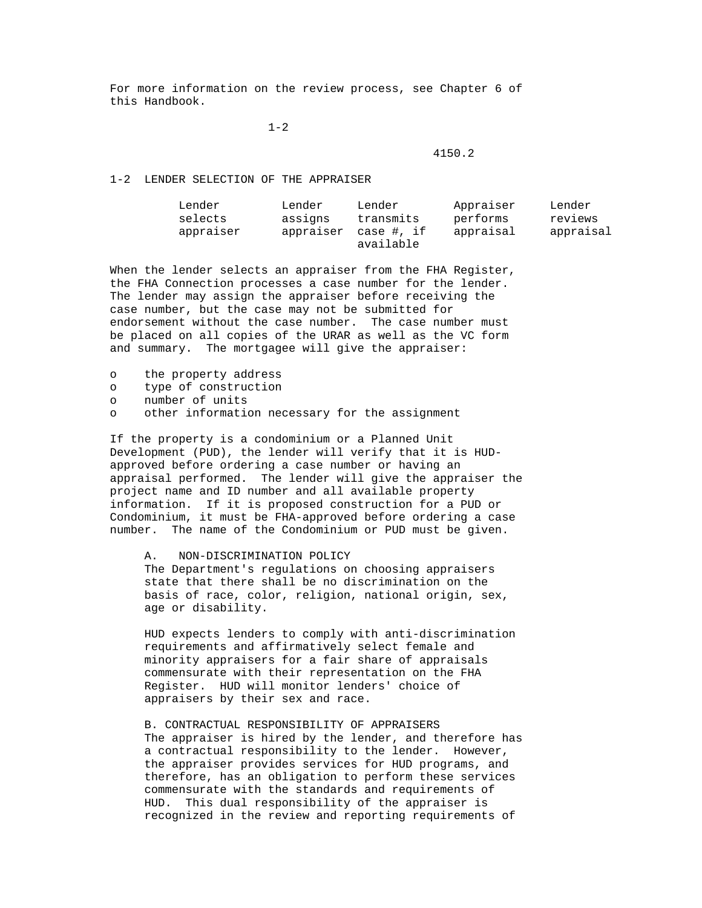For more information on the review process, see Chapter 6 of this Handbook.

## 1-2 LENDER SELECTION OF THE APPRAISER

| | | | | |
|---|---|---|---|---|
| Lender selects appraiser | Lender assigns appraiser | Lender transmits case #, if available | Appraiser performs appraisal | Lender reviews appraisal |

When the lender selects an appraiser from the FHA Register, the FHA Connection processes a case number for the lender. The lender may assign the appraiser before receiving the case number, but the case may not be submitted for endorsement without the case number. The case number must be placed on all copies of the URAR as well as the VC form and summary. The mortgagee will give the appraiser:

- the property address
- type of construction
- number of units
- other information necessary for the assignment

If the property is a condominium or a Planned Unit Development (PUD), the lender will verify that it is HUD-approved before ordering a case number or having an appraisal performed. The lender will give the appraiser the project name and ID number and all available property information. If it is proposed construction for a PUD or Condominium, it must be FHA-approved before ordering a case number. The name of the Condominium or PUD must be given.

### A. NON-DISCRIMINATION POLICY

The Department's regulations on choosing appraisers state that there shall be no discrimination on the basis of race, color, religion, national origin, sex, age or disability.

HUD expects lenders to comply with anti-discrimination requirements and affirmatively select female and minority appraisers for a fair share of appraisals commensurate with their representation on the FHA Register. HUD will monitor lenders' choice of appraisers by their sex and race.

### B. CONTRACTUAL RESPONSIBILITY OF APPRAISERS

The appraiser is hired by the lender, and therefore has a contractual responsibility to the lender. However, the appraiser provides services for HUD programs, and therefore, has an obligation to perform these services commensurate with the standards and requirements of HUD. This dual responsibility of the appraiser is recognized in the review and reporting requirements of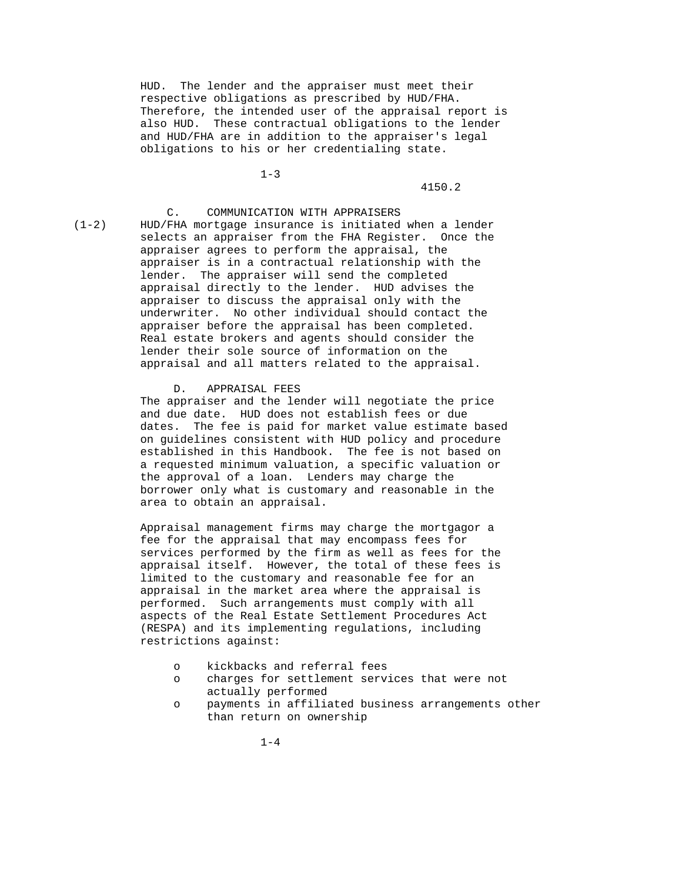HUD. The lender and the appraiser must meet their respective obligations as prescribed by HUD/FHA. Therefore, the intended user of the appraisal report is also HUD. These contractual obligations to the lender and HUD/FHA are in addition to the appraiser's legal obligations to his or her credentialing state.

### C. COMMUNICATION WITH APPRAISERS

(1-2) HUD/FHA mortgage insurance is initiated when a lender selects an appraiser from the FHA Register. Once the appraiser agrees to perform the appraisal, the appraiser is in a contractual relationship with the lender. The appraiser will send the completed appraisal directly to the lender. HUD advises the appraiser to discuss the appraisal only with the underwriter. No other individual should contact the appraiser before the appraisal has been completed. Real estate brokers and agents should consider the lender their sole source of information on the appraisal and all matters related to the appraisal.

### D. APPRAISAL FEES

The appraiser and the lender will negotiate the price and due date. HUD does not establish fees or due dates. The fee is paid for market value estimate based on guidelines consistent with HUD policy and procedure established in this Handbook. The fee is not based on a requested minimum valuation, a specific valuation or the approval of a loan. Lenders may charge the borrower only what is customary and reasonable in the area to obtain an appraisal.

Appraisal management firms may charge the mortgagor a fee for the appraisal that may encompass fees for services performed by the firm as well as fees for the appraisal itself. However, the total of these fees is limited to the customary and reasonable fee for an appraisal in the market area where the appraisal is performed. Such arrangements must comply with all aspects of the Real Estate Settlement Procedures Act (RESPA) and its implementing regulations, including restrictions against:

- kickbacks and referral fees
- charges for settlement services that were not actually performed
- payments in affiliated business arrangements other than return on ownership